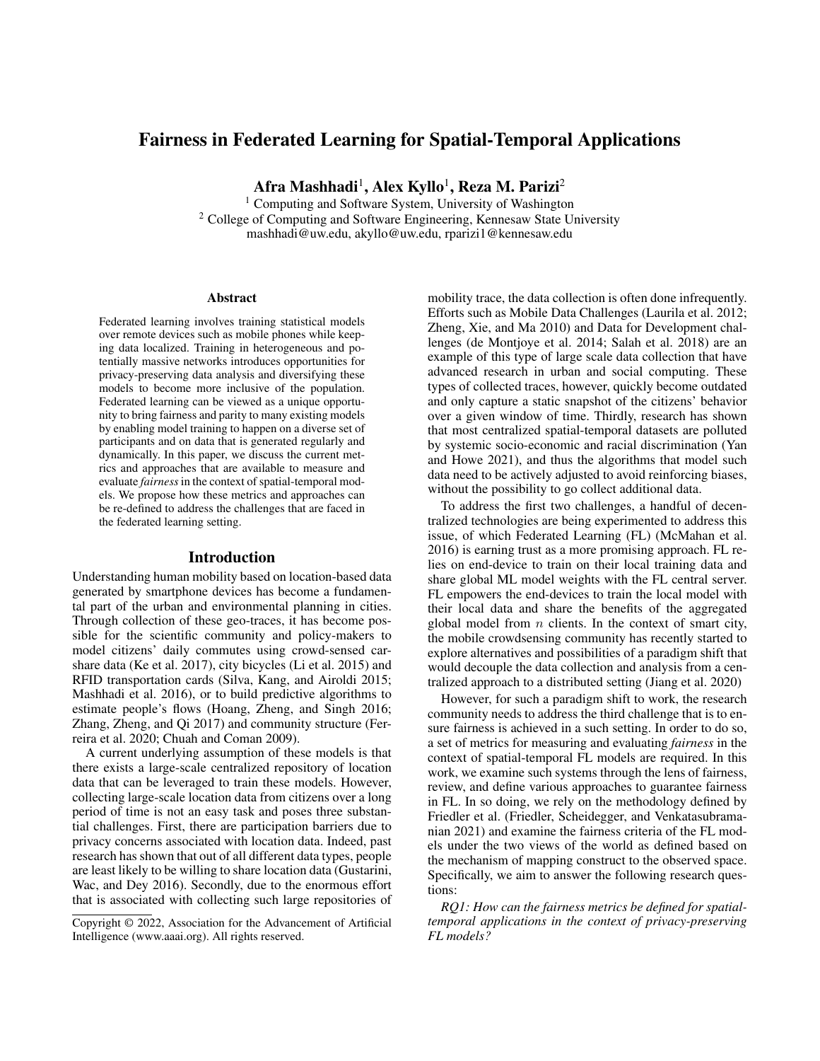# Fairness in Federated Learning for Spatial-Temporal Applications

**Afra Mashhadi[1], Alex Kyllo[1], Reza M. Parizi[2]**

[1] Computing and Software System, University of Washington
[2] College of Computing and Software Engineering, Kennesaw State University
mashhadi@uw.edu, akyllo@uw.edu, rparizi1@kennesaw.edu

### Abstract

Federated learning involves training statistical models over remote devices such as mobile phones while keeping data localized. Training in heterogeneous and potentially massive networks introduces opportunities for privacy-preserving data analysis and diversifying these models to become more inclusive of the population. Federated learning can be viewed as a unique opportunity to bring fairness and parity to many existing models by enabling model training to happen on a diverse set of participants and on data that is generated regularly and dynamically. In this paper, we discuss the current metrics and approaches that are available to measure and evaluate *fairness* in the context of spatial-temporal models. We propose how these metrics and approaches can be re-defined to address the challenges that are faced in the federated learning setting.

## Introduction

Understanding human mobility based on location-based data generated by smartphone devices has become a fundamental part of the urban and environmental planning in cities. Through collection of these geo-traces, it has become possible for the scientific community and policy-makers to model citizens' daily commutes using crowd-sensed car-share data (Ke et al. 2017), city bicycles (Li et al. 2015) and RFID transportation cards (Silva, Kang, and Airoldi 2015; Mashhadi et al. 2016), or to build predictive algorithms to estimate people's flows (Hoang, Zheng, and Singh 2016; Zhang, Zheng, and Qi 2017) and community structure (Ferreira et al. 2020; Chuah and Coman 2009).

A current underlying assumption of these models is that there exists a large-scale centralized repository of location data that can be leveraged to train these models. However, collecting large-scale location data from citizens over a long period of time is not an easy task and poses three substantial challenges. First, there are participation barriers due to privacy concerns associated with location data. Indeed, past research has shown that out of all different data types, people are least likely to be willing to share location data (Gustarini, Wac, and Dey 2016). Secondly, due to the enormous effort that is associated with collecting such large repositories of mobility trace, the data collection is often done infrequently. Efforts such as Mobile Data Challenges (Laurila et al. 2012; Zheng, Xie, and Ma 2010) and Data for Development challenges (de Montjoye et al. 2014; Salah et al. 2018) are an example of this type of large scale data collection that have advanced research in urban and social computing. These types of collected traces, however, quickly become outdated and only capture a static snapshot of the citizens' behavior over a given window of time. Thirdly, research has shown that most centralized spatial-temporal datasets are polluted by systemic socio-economic and racial discrimination (Yan and Howe 2021), and thus the algorithms that model such data need to be actively adjusted to avoid reinforcing biases, without the possibility to go collect additional data.

To address the first two challenges, a handful of decentralized technologies are being experimented to address this issue, of which Federated Learning (FL) (McMahan et al. 2016) is earning trust as a more promising approach. FL relies on end-device to train on their local training data and share global ML model weights with the FL central server. FL empowers the end-devices to train the local model with their local data and share the benefits of the aggregated global model from $n$ clients. In the context of smart city, the mobile crowdsensing community has recently started to explore alternatives and possibilities of a paradigm shift that would decouple the data collection and analysis from a centralized approach to a distributed setting (Jiang et al. 2020)

However, for such a paradigm shift to work, the research community needs to address the third challenge that is to ensure fairness is achieved in a such setting. In order to do so, a set of metrics for measuring and evaluating *fairness* in the context of spatial-temporal FL models are required. In this work, we examine such systems through the lens of fairness, review, and define various approaches to guarantee fairness in FL. In so doing, we rely on the methodology defined by Friedler et al. (Friedler, Scheidegger, and Venkatasubramanian 2021) and examine the fairness criteria of the FL models under the two views of the world as defined based on the mechanism of mapping construct to the observed space. Specifically, we aim to answer the following research questions:

*RQ1: How can the fairness metrics be defined for spatial-temporal applications in the context of privacy-preserving FL models?*

Copyright © 2022, Association for the Advancement of Artificial Intelligence (www.aaai.org). All rights reserved.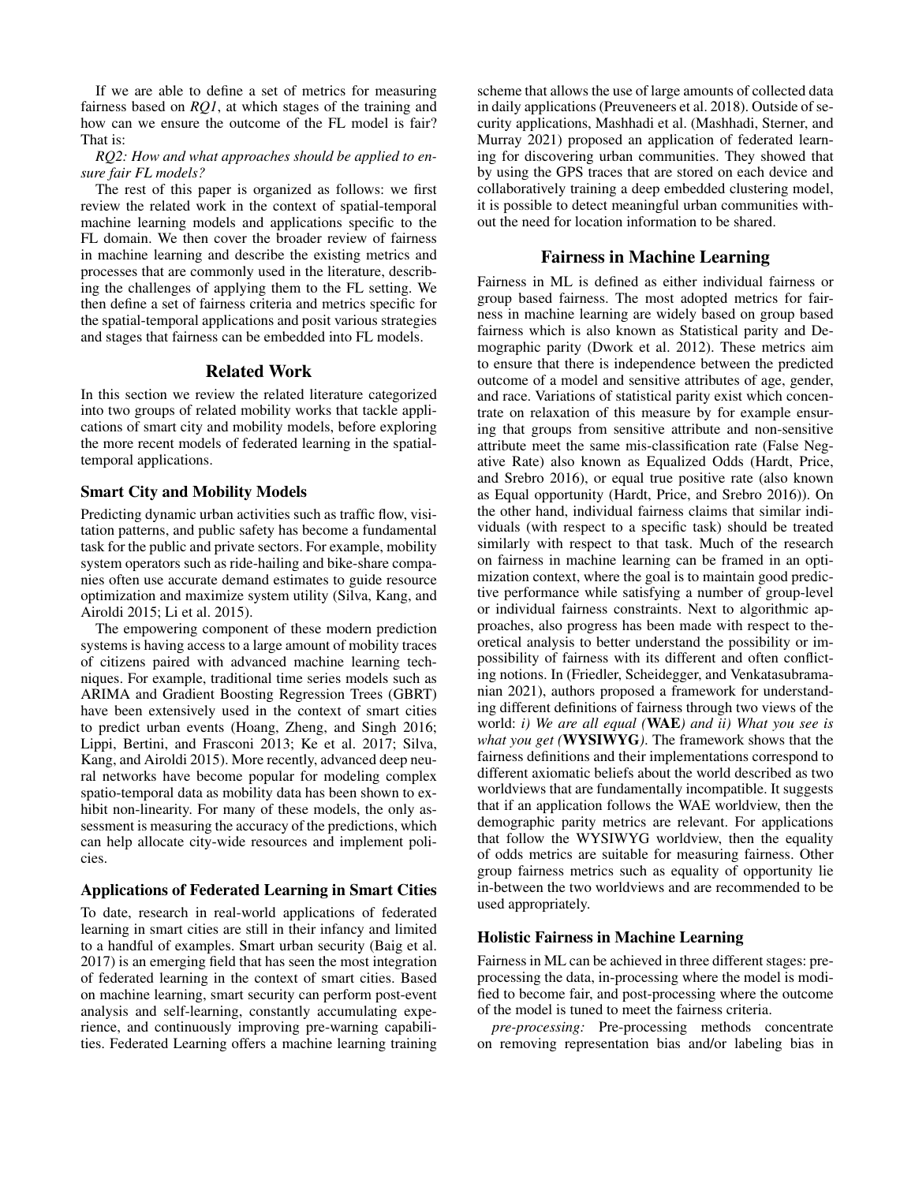If we are able to define a set of metrics for measuring fairness based on *RQ1*, at which stages of the training and how can we ensure the outcome of the FL model is fair? That is:

*RQ2: How and what approaches should be applied to ensure fair FL models?*

The rest of this paper is organized as follows: we first review the related work in the context of spatial-temporal machine learning models and applications specific to the FL domain. We then cover the broader review of fairness in machine learning and describe the existing metrics and processes that are commonly used in the literature, describing the challenges of applying them to the FL setting. We then define a set of fairness criteria and metrics specific for the spatial-temporal applications and posit various strategies and stages that fairness can be embedded into FL models.

## Related Work

In this section we review the related literature categorized into two groups of related mobility works that tackle applications of smart city and mobility models, before exploring the more recent models of federated learning in the spatial-temporal applications.

### Smart City and Mobility Models

Predicting dynamic urban activities such as traffic flow, visitation patterns, and public safety has become a fundamental task for the public and private sectors. For example, mobility system operators such as ride-hailing and bike-share companies often use accurate demand estimates to guide resource optimization and maximize system utility (Silva, Kang, and Airoldi 2015; Li et al. 2015).

The empowering component of these modern prediction systems is having access to a large amount of mobility traces of citizens paired with advanced machine learning techniques. For example, traditional time series models such as ARIMA and Gradient Boosting Regression Trees (GBRT) have been extensively used in the context of smart cities to predict urban events (Hoang, Zheng, and Singh 2016; Lippi, Bertini, and Frasconi 2013; Ke et al. 2017; Silva, Kang, and Airoldi 2015). More recently, advanced deep neural networks have become popular for modeling complex spatio-temporal data as mobility data has been shown to exhibit non-linearity. For many of these models, the only assessment is measuring the accuracy of the predictions, which can help allocate city-wide resources and implement policies.

### Applications of Federated Learning in Smart Cities

To date, research in real-world applications of federated learning in smart cities are still in their infancy and limited to a handful of examples. Smart urban security (Baig et al. 2017) is an emerging field that has seen the most integration of federated learning in the context of smart cities. Based on machine learning, smart security can perform post-event analysis and self-learning, constantly accumulating experience, and continuously improving pre-warning capabilities. Federated Learning offers a machine learning training scheme that allows the use of large amounts of collected data in daily applications (Preuveneers et al. 2018). Outside of security applications, Mashhadi et al. (Mashhadi, Sterner, and Murray 2021) proposed an application of federated learning for discovering urban communities. They showed that by using the GPS traces that are stored on each device and collaboratively training a deep embedded clustering model, it is possible to detect meaningful urban communities without the need for location information to be shared.

## Fairness in Machine Learning

Fairness in ML is defined as either individual fairness or group based fairness. The most adopted metrics for fairness in machine learning are widely based on group based fairness which is also known as Statistical parity and Demographic parity (Dwork et al. 2012). These metrics aim to ensure that there is independence between the predicted outcome of a model and sensitive attributes of age, gender, and race. Variations of statistical parity exist which concentrate on relaxation of this measure by for example ensuring that groups from sensitive attribute and non-sensitive attribute meet the same mis-classification rate (False Negative Rate) also known as Equalized Odds (Hardt, Price, and Srebro 2016), or equal true positive rate (also known as Equal opportunity (Hardt, Price, and Srebro 2016)). On the other hand, individual fairness claims that similar individuals (with respect to a specific task) should be treated similarly with respect to that task. Much of the research on fairness in machine learning can be framed in an optimization context, where the goal is to maintain good predictive performance while satisfying a number of group-level or individual fairness constraints. Next to algorithmic approaches, also progress has been made with respect to theoretical analysis to better understand the possibility or impossibility of fairness with its different and often conflicting notions. In (Friedler, Scheidegger, and Venkatasubramanian 2021), authors proposed a framework for understanding different definitions of fairness through two views of the world: *i) We are all equal (***WAE***) and ii) What you see is what you get (***WYSIWYG***)*. The framework shows that the fairness definitions and their implementations correspond to different axiomatic beliefs about the world described as two worldviews that are fundamentally incompatible. It suggests that if an application follows the WAE worldview, then the demographic parity metrics are relevant. For applications that follow the WYSIWYG worldview, then the equality of odds metrics are suitable for measuring fairness. Other group fairness metrics such as equality of opportunity lie in-between the two worldviews and are recommended to be used appropriately.

### Holistic Fairness in Machine Learning

Fairness in ML can be achieved in three different stages: pre-processing the data, in-processing where the model is modified to become fair, and post-processing where the outcome of the model is tuned to meet the fairness criteria.

*pre-processing:* Pre-processing methods concentrate on removing representation bias and/or labeling bias in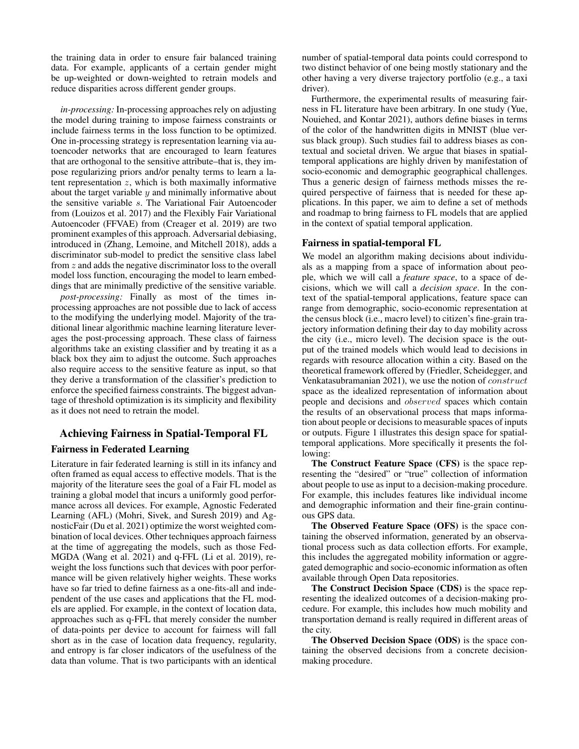the training data in order to ensure fair balanced training data. For example, applicants of a certain gender might be up-weighted or down-weighted to retrain models and reduce disparities across different gender groups.

*in-processing:* In-processing approaches rely on adjusting the model during training to impose fairness constraints or include fairness terms in the loss function to be optimized. One in-processing strategy is representation learning via autoencoder networks that are encouraged to learn features that are orthogonal to the sensitive attribute–that is, they impose regularizing priors and/or penalty terms to learn a latent representation $z$, which is both maximally informative about the target variable $y$ and minimally informative about the sensitive variable $s$. The Variational Fair Autoencoder from (Louizos et al. 2017) and the Flexibly Fair Variational Autoencoder (FFVAE) from (Creager et al. 2019) are two prominent examples of this approach. Adversarial debiasing, introduced in (Zhang, Lemoine, and Mitchell 2018), adds a discriminator sub-model to predict the sensitive class label from $z$ and adds the negative discriminator loss to the overall model loss function, encouraging the model to learn embeddings that are minimally predictive of the sensitive variable.

*post-processing:* Finally as most of the times in-processing approaches are not possible due to lack of access to the modifying the underlying model. Majority of the traditional linear algorithmic machine learning literature leverages the post-processing approach. These class of fairness algorithms take an existing classifier and by treating it as a black box they aim to adjust the outcome. Such approaches also require access to the sensitive feature as input, so that they derive a transformation of the classifier's prediction to enforce the specified fairness constraints. The biggest advantage of threshold optimization is its simplicity and flexibility as it does not need to retrain the model.

## Achieving Fairness in Spatial-Temporal FL

### Fairness in Federated Learning

Literature in fair federated learning is still in its infancy and often framed as equal access to effective models. That is the majority of the literature sees the goal of a Fair FL model as training a global model that incurs a uniformly good performance across all devices. For example, Agnostic Federated Learning (AFL) (Mohri, Sivek, and Suresh 2019) and AgnosticFair (Du et al. 2021) optimize the worst weighted combination of local devices. Other techniques approach fairness at the time of aggregating the models, such as those FedMGDA (Wang et al. 2021) and q-FFL (Li et al. 2019), reweight the loss functions such that devices with poor performance will be given relatively higher weights. These works have so far tried to define fairness as a one-fits-all and independent of the use cases and applications that the FL models are applied. For example, in the context of location data, approaches such as q-FFL that merely consider the number of data-points per device to account for fairness will fall short as in the case of location data frequency, regularity, and entropy is far closer indicators of the usefulness of the data than volume. That is two participants with an identical number of spatial-temporal data points could correspond to two distinct behavior of one being mostly stationary and the other having a very diverse trajectory portfolio (e.g., a taxi driver).

Furthermore, the experimental results of measuring fairness in FL literature have been arbitrary. In one study (Yue, Nouiehed, and Kontar 2021), authors define biases in terms of the color of the handwritten digits in MNIST (blue versus black group). Such studies fail to address biases as contextual and societal driven. We argue that biases in spatial-temporal applications are highly driven by manifestation of socio-economic and demographic geographical challenges. Thus a generic design of fairness methods misses the required perspective of fairness that is needed for these applications. In this paper, we aim to define a set of methods and roadmap to bring fairness to FL models that are applied in the context of spatial temporal application.

### Fairness in spatial-temporal FL

We model an algorithm making decisions about individuals as a mapping from a space of information about people, which we will call a *feature space*, to a space of decisions, which we will call a *decision space*. In the context of the spatial-temporal applications, feature space can range from demographic, socio-economic representation at the census block (i.e., macro level) to citizen's fine-grain trajectory information defining their day to day mobility across the city (i.e., micro level). The decision space is the output of the trained models which would lead to decisions in regards with resource allocation within a city. Based on the theoretical framework offered by (Friedler, Scheidegger, and Venkatasubramanian 2021), we use the notion of $construct$ space as the idealized representation of information about people and decisions and $observed$ spaces which contain the results of an observational process that maps information about people or decisions to measurable spaces of inputs or outputs. Figure 1 illustrates this design space for spatial-temporal applications. More specifically it presents the following:

**The Construct Feature Space (CFS)** is the space representing the "desired" or "true" collection of information about people to use as input to a decision-making procedure. For example, this includes features like individual income and demographic information and their fine-grain continuous GPS data.

**The Observed Feature Space (OFS)** is the space containing the observed information, generated by an observational process such as data collection efforts. For example, this includes the aggregated mobility information or aggregated demographic and socio-economic information as often available through Open Data repositories.

**The Construct Decision Space (CDS)** is the space representing the idealized outcomes of a decision-making procedure. For example, this includes how much mobility and transportation demand is really required in different areas of the city.

**The Observed Decision Space (ODS)** is the space containing the observed decisions from a concrete decision-making procedure.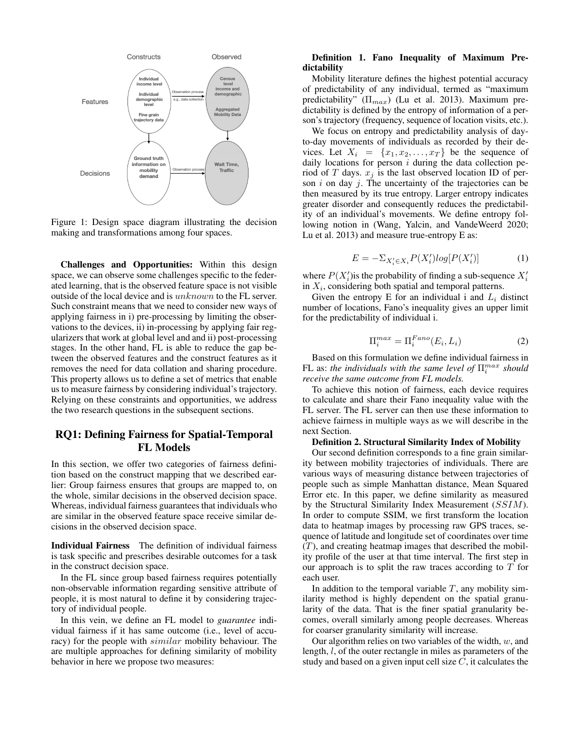Figure 1: Design space diagram illustrating the decision making and transformations among four spaces.

**Challenges and Opportunities:** Within this design space, we can observe some challenges specific to the federated learning, that is the observed feature space is not visible outside of the local device and is $unknown$ to the FL server. Such constraint means that we need to consider new ways of applying fairness in i) pre-processing by limiting the observations to the devices, ii) in-processing by applying fair regularizers that work at global level and and ii) post-processing stages. In the other hand, FL is able to reduce the gap between the observed features and the construct features as it removes the need for data collation and sharing procedure. This property allows us to define a set of metrics that enable us to measure fairness by considering individual's trajectory. Relying on these constraints and opportunities, we address the two research questions in the subsequent sections.

## RQ1: Defining Fairness for Spatial-Temporal FL Models

In this section, we offer two categories of fairness definition based on the construct mapping that we described earlier: Group fairness ensures that groups are mapped to, on the whole, similar decisions in the observed decision space. Whereas, individual fairness guarantees that individuals who are similar in the observed feature space receive similar decisions in the observed decision space.

**Individual Fairness** The definition of individual fairness is task specific and prescribes desirable outcomes for a task in the construct decision space.

In the FL since group based fairness requires potentially non-observable information regarding sensitive attribute of people, it is most natural to define it by considering trajectory of individual people.

In this vein, we define an FL model to *guarantee* individual fairness if it has same outcome (i.e., level of accuracy) for the people with $similar$ mobility behaviour. The are multiple approaches for defining similarity of mobility behavior in here we propose two measures:

**Definition 1. Fano Inequality of Maximum Predictability**

Mobility literature defines the highest potential accuracy of predictability of any individual, termed as "maximum predictability" ($\Pi_{max}$) (Lu et al. 2013). Maximum predictability is defined by the entropy of information of a person's trajectory (frequency, sequence of location visits, etc.).

We focus on entropy and predictability analysis of day-to-day movements of individuals as recorded by their devices. Let $X_i = \{x_1, x_2, \ldots, x_T\}$ be the sequence of daily locations for person $i$ during the data collection period of $T$ days. $x_j$ is the last observed location ID of person $i$ on day $j$. The uncertainty of the trajectories can be then measured by its true entropy. Larger entropy indicates greater disorder and consequently reduces the predictability of an individual's movements. We define entropy following notion in (Wang, Yalcin, and VandeWeerd 2020; Lu et al. 2013) and measure true-entropy E as:

$$E = -\Sigma_{X_i' \in X_i} P(X_i') log[P(X_i')] \tag{1}$$

where $P(X_i')$is the probability of finding a sub-sequence $X_i'$ in $X_i$, considering both spatial and temporal patterns.

Given the entropy E for an individual i and $L_i$ distinct number of locations, Fano's inequality gives an upper limit for the predictability of individual i.

$$\Pi_i^{max} = \Pi_i^{Fano}(E_i, L_i) \tag{2}$$

Based on this formulation we define individual fairness in FL as: *the individuals with the same level of* $\Pi_i^{max}$ *should receive the same outcome from FL models.*

To achieve this notion of fairness, each device requires to calculate and share their Fano inequality value with the FL server. The FL server can then use these information to achieve fairness in multiple ways as we will describe in the next Section.

**Definition 2. Structural Similarity Index of Mobility**

Our second definition corresponds to a fine grain similarity between mobility trajectories of individuals. There are various ways of measuring distance between trajectories of people such as simple Manhattan distance, Mean Squared Error etc. In this paper, we define similarity as measured by the Structural Similarity Index Measurement ($SSIM$). In order to compute SSIM, we first transform the location data to heatmap images by processing raw GPS traces, sequence of latitude and longitude set of coordinates over time ($T$), and creating heatmap images that described the mobility profile of the user at that time interval. The first step in our approach is to split the raw traces according to $T$ for each user.

In addition to the temporal variable $T$, any mobility similarity method is highly dependent on the spatial granularity of the data. That is the finer spatial granularity becomes, overall similarly among people decreases. Whereas for coarser granularity similarity will increase.

Our algorithm relies on two variables of the width, $w$, and length, $l$, of the outer rectangle in miles as parameters of the study and based on a given input cell size $C$, it calculates the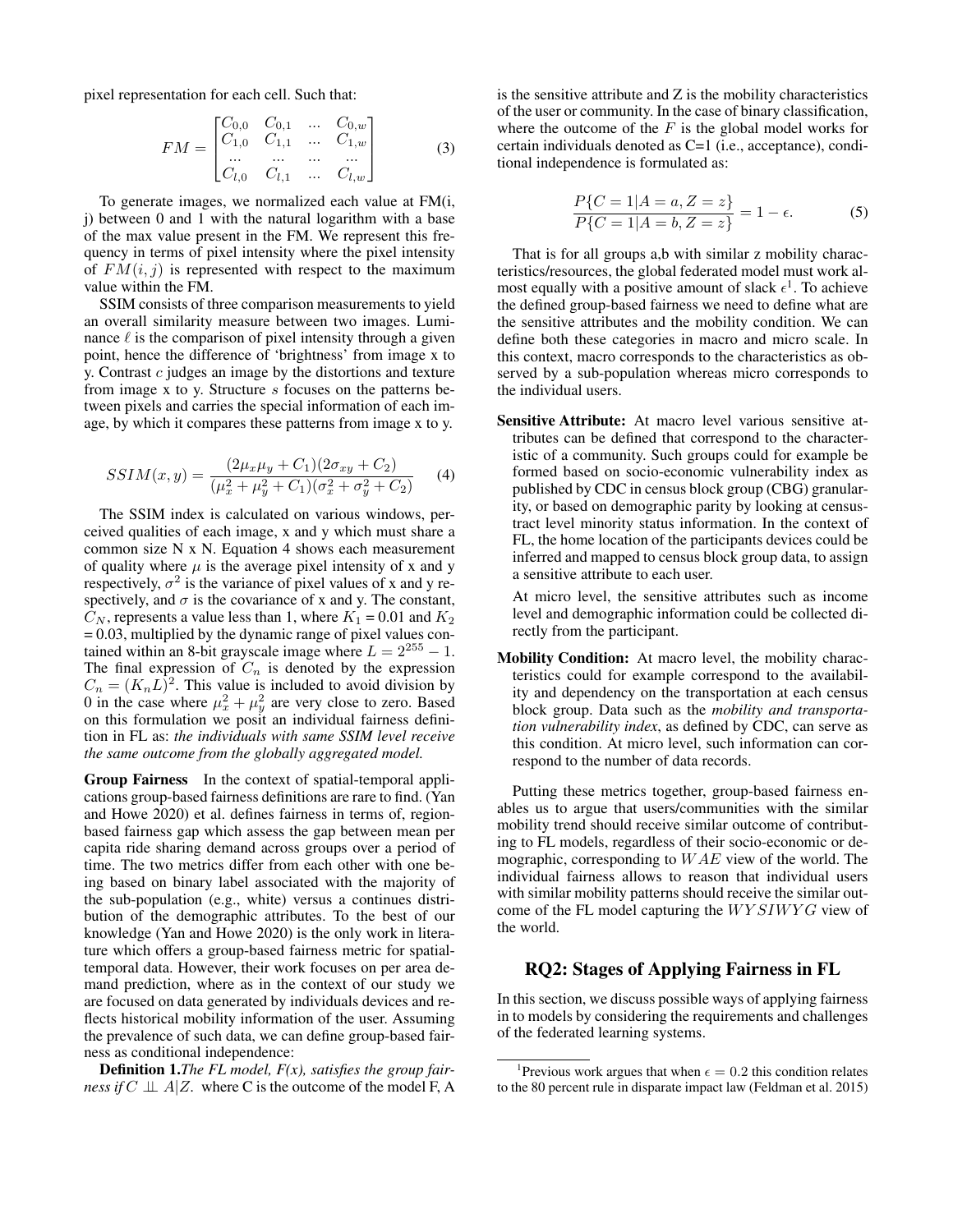pixel representation for each cell. Such that:

$$FM = \begin{bmatrix} C_{0,0} & C_{0,1} & ... & C_{0,w} \\ C_{1,0} & C_{1,1} & ... & C_{1,w} \\ ... & ... & ... & ... \\ C_{l,0} & C_{l,1} & ... & C_{l,w} \end{bmatrix} \quad (3)$$

To generate images, we normalized each value at FM(i, j) between 0 and 1 with the natural logarithm with a base of the max value present in the FM. We represent this frequency in terms of pixel intensity where the pixel intensity of $FM(i, j)$ is represented with respect to the maximum value within the FM.

SSIM consists of three comparison measurements to yield an overall similarity measure between two images. Luminance $\ell$ is the comparison of pixel intensity through a given point, hence the difference of 'brightness' from image x to y. Contrast $c$ judges an image by the distortions and texture from image x to y. Structure $s$ focuses on the patterns between pixels and carries the special information of each image, by which it compares these patterns from image x to y.

$$SSIM(x, y) = \frac{(2\mu_x\mu_y + C_1)(2\sigma_{xy} + C_2)}{(\mu_x^2 + \mu_y^2 + C_1)(\sigma_x^2 + \sigma_y^2 + C_2)} \quad (4)$$

The SSIM index is calculated on various windows, perceived qualities of each image, x and y which must share a common size N x N. Equation 4 shows each measurement of quality where $\mu$ is the average pixel intensity of x and y respectively, $\sigma^2$ is the variance of pixel values of x and y respectively, and $\sigma$ is the covariance of x and y. The constant, $C_N$, represents a value less than 1, where $K_1$ = 0.01 and $K_2$ = 0.03, multiplied by the dynamic range of pixel values contained within an 8-bit grayscale image where $L = 2^{255} - 1$. The final expression of $C_n$ is denoted by the expression $C_n = (K_n L)^2$. This value is included to avoid division by 0 in the case where $\mu_x^2 + \mu_y^2$ are very close to zero. Based on this formulation we posit an individual fairness definition in FL as: *the individuals with same SSIM level receive the same outcome from the globally aggregated model.*

**Group Fairness** In the context of spatial-temporal applications group-based fairness definitions are rare to find. (Yan and Howe 2020) et al. defines fairness in terms of, region-based fairness gap which assess the gap between mean per capita ride sharing demand across groups over a period of time. The two metrics differ from each other with one being based on binary label associated with the majority of the sub-population (e.g., white) versus a continues distribution of the demographic attributes. To the best of our knowledge (Yan and Howe 2020) is the only work in literature which offers a group-based fairness metric for spatial-temporal data. However, their work focuses on per area demand prediction, where as in the context of our study we are focused on data generated by individuals devices and reflects historical mobility information of the user. Assuming the prevalence of such data, we can define group-based fairness as conditional independence:

**Definition 1.** *The FL model, F(x), satisfies the group fairness if* $C \perp\!\!\!\perp A|Z$. where C is the outcome of the model F, A is the sensitive attribute and Z is the mobility characteristics of the user or community. In the case of binary classification, where the outcome of the $F$ is the global model works for certain individuals denoted as C=1 (i.e., acceptance), conditional independence is formulated as:

$$\frac{P\{C = 1|A = a, Z = z\}}{P\{C = 1|A = b, Z = z\}} = 1 - \epsilon. \quad (5)$$

That is for all groups a,b with similar z mobility characteristics/resources, the global federated model must work almost equally with a positive amount of slack $\epsilon$[1]. To achieve the defined group-based fairness we need to define what are the sensitive attributes and the mobility condition. We can define both these categories in macro and micro scale. In this context, macro corresponds to the characteristics as observed by a sub-population whereas micro corresponds to the individual users.

**Sensitive Attribute:** At macro level various sensitive attributes can be defined that correspond to the characteristic of a community. Such groups could for example be formed based on socio-economic vulnerability index as published by CDC in census block group (CBG) granularity, or based on demographic parity by looking at census-tract level minority status information. In the context of FL, the home location of the participants devices could be inferred and mapped to census block group data, to assign a sensitive attribute to each user.

At micro level, the sensitive attributes such as income level and demographic information could be collected directly from the participant.

**Mobility Condition:** At macro level, the mobility characteristics could for example correspond to the availability and dependency on the transportation at each census block group. Data such as the *mobility and transportation vulnerability index*, as defined by CDC, can serve as this condition. At micro level, such information can correspond to the number of data records.

Putting these metrics together, group-based fairness enables us to argue that users/communities with the similar mobility trend should receive similar outcome of contributing to FL models, regardless of their socio-economic or demographic, corresponding to $WAE$ view of the world. The individual fairness allows to reason that individual users with similar mobility patterns should receive the similar outcome of the FL model capturing the $WYSIWYG$ view of the world.

## RQ2: Stages of Applying Fairness in FL

In this section, we discuss possible ways of applying fairness in to models by considering the requirements and challenges of the federated learning systems.

[1] Previous work argues that when $\epsilon = 0.2$ this condition relates to the 80 percent rule in disparate impact law (Feldman et al. 2015)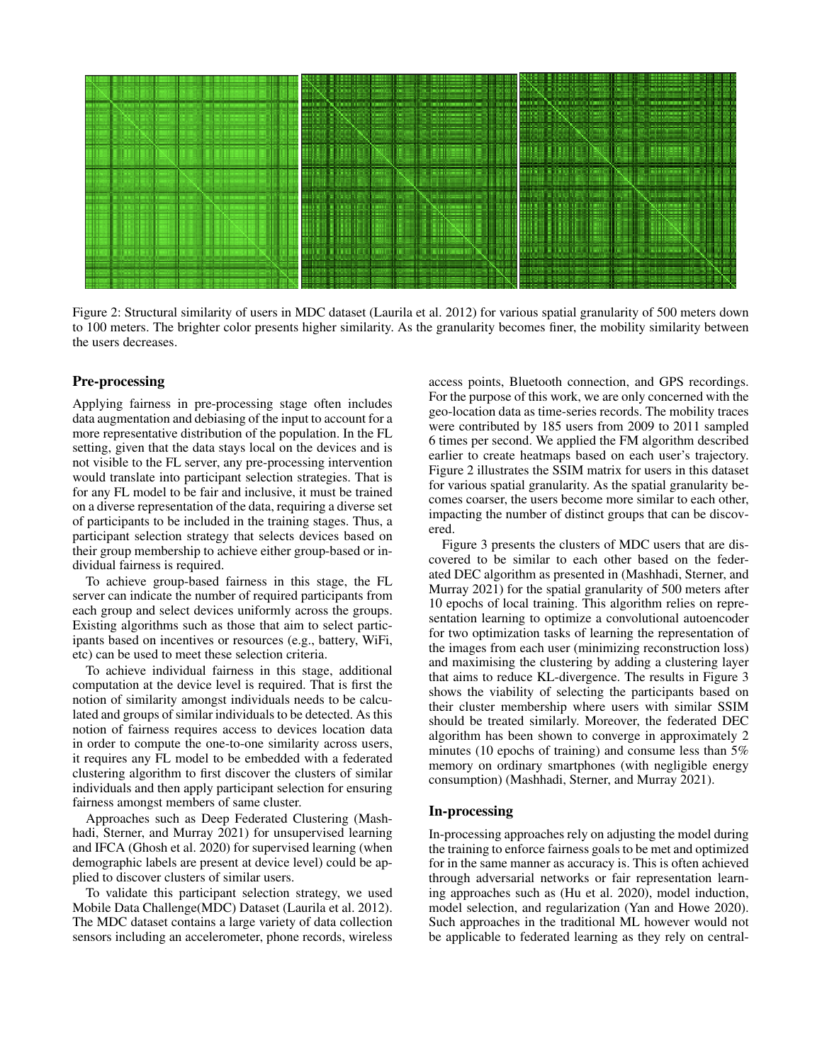Figure 2: Structural similarity of users in MDC dataset (Laurila et al. 2012) for various spatial granularity of 500 meters down to 100 meters. The brighter color presents higher similarity. As the granularity becomes finer, the mobility similarity between the users decreases.

### Pre-processing

Applying fairness in pre-processing stage often includes data augmentation and debiasing of the input to account for a more representative distribution of the population. In the FL setting, given that the data stays local on the devices and is not visible to the FL server, any pre-processing intervention would translate into participant selection strategies. That is for any FL model to be fair and inclusive, it must be trained on a diverse representation of the data, requiring a diverse set of participants to be included in the training stages. Thus, a participant selection strategy that selects devices based on their group membership to achieve either group-based or individual fairness is required.

To achieve group-based fairness in this stage, the FL server can indicate the number of required participants from each group and select devices uniformly across the groups. Existing algorithms such as those that aim to select participants based on incentives or resources (e.g., battery, WiFi, etc) can be used to meet these selection criteria.

To achieve individual fairness in this stage, additional computation at the device level is required. That is first the notion of similarity amongst individuals needs to be calculated and groups of similar individuals to be detected. As this notion of fairness requires access to devices location data in order to compute the one-to-one similarity across users, it requires any FL model to be embedded with a federated clustering algorithm to first discover the clusters of similar individuals and then apply participant selection for ensuring fairness amongst members of same cluster.

Approaches such as Deep Federated Clustering (Mashhadi, Sterner, and Murray 2021) for unsupervised learning and IFCA (Ghosh et al. 2020) for supervised learning (when demographic labels are present at device level) could be applied to discover clusters of similar users.

To validate this participant selection strategy, we used Mobile Data Challenge(MDC) Dataset (Laurila et al. 2012). The MDC dataset contains a large variety of data collection sensors including an accelerometer, phone records, wireless access points, Bluetooth connection, and GPS recordings. For the purpose of this work, we are only concerned with the geo-location data as time-series records. The mobility traces were contributed by 185 users from 2009 to 2011 sampled 6 times per second. We applied the FM algorithm described earlier to create heatmaps based on each user's trajectory. Figure 2 illustrates the SSIM matrix for users in this dataset for various spatial granularity. As the spatial granularity becomes coarser, the users become more similar to each other, impacting the number of distinct groups that can be discovered.

Figure 3 presents the clusters of MDC users that are discovered to be similar to each other based on the federated DEC algorithm as presented in (Mashhadi, Sterner, and Murray 2021) for the spatial granularity of 500 meters after 10 epochs of local training. This algorithm relies on representation learning to optimize a convolutional autoencoder for two optimization tasks of learning the representation of the images from each user (minimizing reconstruction loss) and maximising the clustering by adding a clustering layer that aims to reduce KL-divergence. The results in Figure 3 shows the viability of selecting the participants based on their cluster membership where users with similar SSIM should be treated similarly. Moreover, the federated DEC algorithm has been shown to converge in approximately 2 minutes (10 epochs of training) and consume less than 5% memory on ordinary smartphones (with negligible energy consumption) (Mashhadi, Sterner, and Murray 2021).

### In-processing

In-processing approaches rely on adjusting the model during the training to enforce fairness goals to be met and optimized for in the same manner as accuracy is. This is often achieved through adversarial networks or fair representation learning approaches such as (Hu et al. 2020), model induction, model selection, and regularization (Yan and Howe 2020). Such approaches in the traditional ML however would not be applicable to federated learning as they rely on central-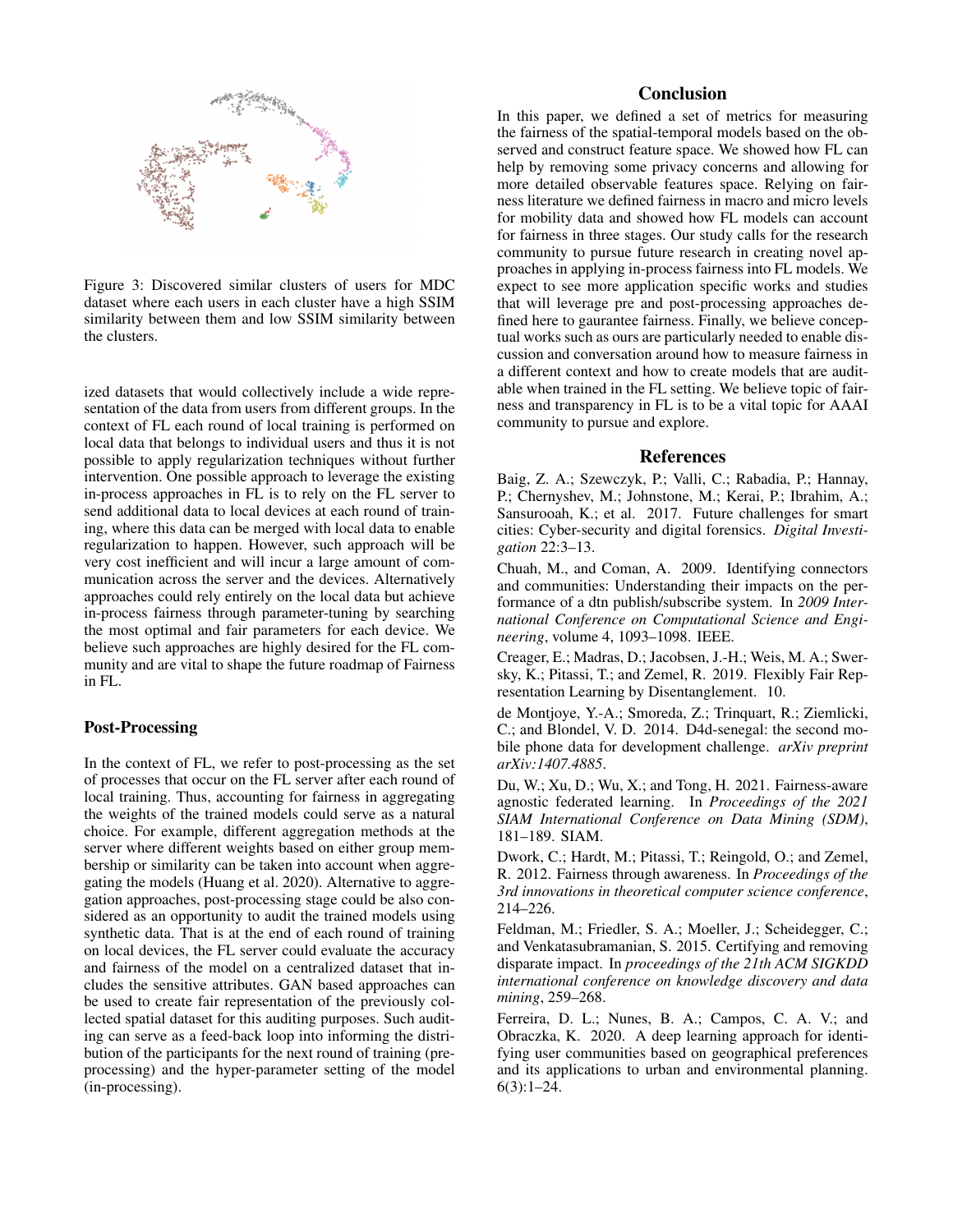Figure 3: Discovered similar clusters of users for MDC dataset where each users in each cluster have a high SSIM similarity between them and low SSIM similarity between the clusters.

ized datasets that would collectively include a wide representation of the data from users from different groups. In the context of FL each round of local training is performed on local data that belongs to individual users and thus it is not possible to apply regularization techniques without further intervention. One possible approach to leverage the existing in-process approaches in FL is to rely on the FL server to send additional data to local devices at each round of training, where this data can be merged with local data to enable regularization to happen. However, such approach will be very cost inefficient and will incur a large amount of communication across the server and the devices. Alternatively approaches could rely entirely on the local data but achieve in-process fairness through parameter-tuning by searching the most optimal and fair parameters for each device. We believe such approaches are highly desired for the FL community and are vital to shape the future roadmap of Fairness in FL.

## Post-Processing

In the context of FL, we refer to post-processing as the set of processes that occur on the FL server after each round of local training. Thus, accounting for fairness in aggregating the weights of the trained models could serve as a natural choice. For example, different aggregation methods at the server where different weights based on either group membership or similarity can be taken into account when aggregating the models (Huang et al. 2020). Alternative to aggregation approaches, post-processing stage could be also considered as an opportunity to audit the trained models using synthetic data. That is at the end of each round of training on local devices, the FL server could evaluate the accuracy and fairness of the model on a centralized dataset that includes the sensitive attributes. GAN based approaches can be used to create fair representation of the previously collected spatial dataset for this auditing purposes. Such auditing can serve as a feed-back loop into informing the distribution of the participants for the next round of training (pre-processing) and the hyper-parameter setting of the model (in-processing).

# Conclusion

In this paper, we defined a set of metrics for measuring the fairness of the spatial-temporal models based on the observed and construct feature space. We showed how FL can help by removing some privacy concerns and allowing for more detailed observable features space. Relying on fairness literature we defined fairness in macro and micro levels for mobility data and showed how FL models can account for fairness in three stages. Our study calls for the research community to pursue future research in creating novel approaches in applying in-process fairness into FL models. We expect to see more application specific works and studies that will leverage pre and post-processing approaches defined here to gaurantee fairness. Finally, we believe conceptual works such as ours are particularly needed to enable discussion and conversation around how to measure fairness in a different context and how to create models that are auditable when trained in the FL setting. We believe topic of fairness and transparency in FL is to be a vital topic for AAAI community to pursue and explore.

# References

Baig, Z. A.; Szewczyk, P.; Valli, C.; Rabadia, P.; Hannay, P.; Chernyshev, M.; Johnstone, M.; Kerai, P.; Ibrahim, A.; Sansurooah, K.; et al. 2017. Future challenges for smart cities: Cyber-security and digital forensics. *Digital Investigation* 22:3–13.

Chuah, M., and Coman, A. 2009. Identifying connectors and communities: Understanding their impacts on the performance of a dtn publish/subscribe system. In *2009 International Conference on Computational Science and Engineering*, volume 4, 1093–1098. IEEE.

Creager, E.; Madras, D.; Jacobsen, J.-H.; Weis, M. A.; Swersky, K.; Pitassi, T.; and Zemel, R. 2019. Flexibly Fair Representation Learning by Disentanglement. 10.

de Montjoye, Y.-A.; Smoreda, Z.; Trinquart, R.; Ziemlicki, C.; and Blondel, V. D. 2014. D4d-senegal: the second mobile phone data for development challenge. *arXiv preprint arXiv:1407.4885*.

Du, W.; Xu, D.; Wu, X.; and Tong, H. 2021. Fairness-aware agnostic federated learning. In *Proceedings of the 2021 SIAM International Conference on Data Mining (SDM)*, 181–189. SIAM.

Dwork, C.; Hardt, M.; Pitassi, T.; Reingold, O.; and Zemel, R. 2012. Fairness through awareness. In *Proceedings of the 3rd innovations in theoretical computer science conference*, 214–226.

Feldman, M.; Friedler, S. A.; Moeller, J.; Scheidegger, C.; and Venkatasubramanian, S. 2015. Certifying and removing disparate impact. In *proceedings of the 21th ACM SIGKDD international conference on knowledge discovery and data mining*, 259–268.

Ferreira, D. L.; Nunes, B. A.; Campos, C. A. V.; and Obraczka, K. 2020. A deep learning approach for identifying user communities based on geographical preferences and its applications to urban and environmental planning. 6(3):1–24.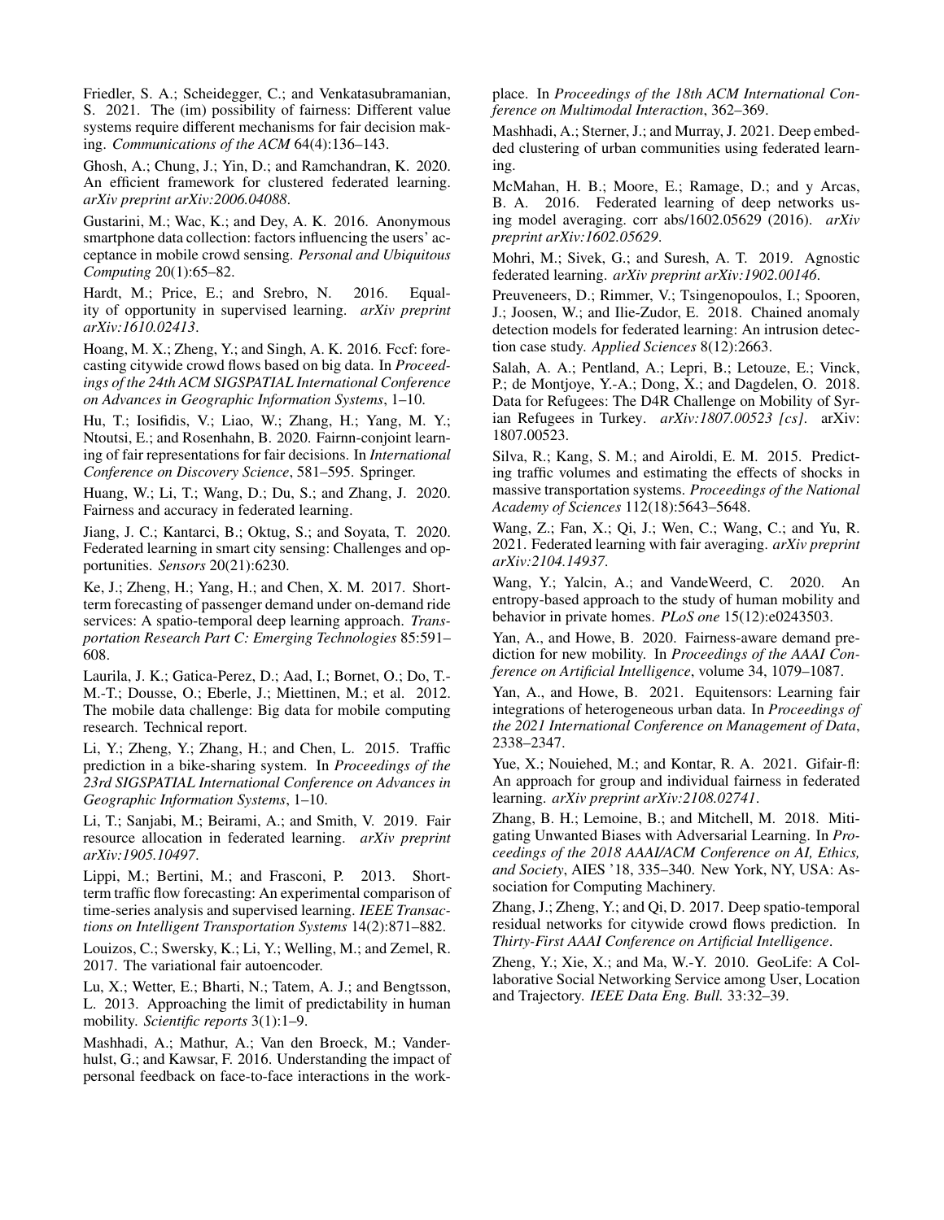Friedler, S. A.; Scheidegger, C.; and Venkatasubramanian, S. 2021. The (im) possibility of fairness: Different value systems require different mechanisms for fair decision making. *Communications of the ACM* 64(4):136–143.

Ghosh, A.; Chung, J.; Yin, D.; and Ramchandran, K. 2020. An efficient framework for clustered federated learning. *arXiv preprint arXiv:2006.04088*.

Gustarini, M.; Wac, K.; and Dey, A. K. 2016. Anonymous smartphone data collection: factors influencing the users' acceptance in mobile crowd sensing. *Personal and Ubiquitous Computing* 20(1):65–82.

Hardt, M.; Price, E.; and Srebro, N. 2016. Equality of opportunity in supervised learning. *arXiv preprint arXiv:1610.02413*.

Hoang, M. X.; Zheng, Y.; and Singh, A. K. 2016. Fccf: forecasting citywide crowd flows based on big data. In *Proceedings of the 24th ACM SIGSPATIAL International Conference on Advances in Geographic Information Systems*, 1–10.

Hu, T.; Iosifidis, V.; Liao, W.; Zhang, H.; Yang, M. Y.; Ntoutsi, E.; and Rosenhahn, B. 2020. Fairnn-conjoint learning of fair representations for fair decisions. In *International Conference on Discovery Science*, 581–595. Springer.

Huang, W.; Li, T.; Wang, D.; Du, S.; and Zhang, J. 2020. Fairness and accuracy in federated learning.

Jiang, J. C.; Kantarci, B.; Oktug, S.; and Soyata, T. 2020. Federated learning in smart city sensing: Challenges and opportunities. *Sensors* 20(21):6230.

Ke, J.; Zheng, H.; Yang, H.; and Chen, X. M. 2017. Short-term forecasting of passenger demand under on-demand ride services: A spatio-temporal deep learning approach. *Transportation Research Part C: Emerging Technologies* 85:591–608.

Laurila, J. K.; Gatica-Perez, D.; Aad, I.; Bornet, O.; Do, T.-M.-T.; Dousse, O.; Eberle, J.; Miettinen, M.; et al. 2012. The mobile data challenge: Big data for mobile computing research. Technical report.

Li, Y.; Zheng, Y.; Zhang, H.; and Chen, L. 2015. Traffic prediction in a bike-sharing system. In *Proceedings of the 23rd SIGSPATIAL International Conference on Advances in Geographic Information Systems*, 1–10.

Li, T.; Sanjabi, M.; Beirami, A.; and Smith, V. 2019. Fair resource allocation in federated learning. *arXiv preprint arXiv:1905.10497*.

Lippi, M.; Bertini, M.; and Frasconi, P. 2013. Short-term traffic flow forecasting: An experimental comparison of time-series analysis and supervised learning. *IEEE Transactions on Intelligent Transportation Systems* 14(2):871–882.

Louizos, C.; Swersky, K.; Li, Y.; Welling, M.; and Zemel, R. 2017. The variational fair autoencoder.

Lu, X.; Wetter, E.; Bharti, N.; Tatem, A. J.; and Bengtsson, L. 2013. Approaching the limit of predictability in human mobility. *Scientific reports* 3(1):1–9.

Mashhadi, A.; Mathur, A.; Van den Broeck, M.; Vanderhulst, G.; and Kawsar, F. 2016. Understanding the impact of personal feedback on face-to-face interactions in the workplace. In *Proceedings of the 18th ACM International Conference on Multimodal Interaction*, 362–369.

Mashhadi, A.; Sterner, J.; and Murray, J. 2021. Deep embedded clustering of urban communities using federated learning.

McMahan, H. B.; Moore, E.; Ramage, D.; and y Arcas, B. A. 2016. Federated learning of deep networks using model averaging. corr abs/1602.05629 (2016). *arXiv preprint arXiv:1602.05629*.

Mohri, M.; Sivek, G.; and Suresh, A. T. 2019. Agnostic federated learning. *arXiv preprint arXiv:1902.00146*.

Preuveneers, D.; Rimmer, V.; Tsingenopoulos, I.; Spooren, J.; Joosen, W.; and Ilie-Zudor, E. 2018. Chained anomaly detection models for federated learning: An intrusion detection case study. *Applied Sciences* 8(12):2663.

Salah, A. A.; Pentland, A.; Lepri, B.; Letouze, E.; Vinck, P.; de Montjoye, Y.-A.; Dong, X.; and Dagdelen, O. 2018. Data for Refugees: The D4R Challenge on Mobility of Syrian Refugees in Turkey. *arXiv:1807.00523 [cs]*. arXiv: 1807.00523.

Silva, R.; Kang, S. M.; and Airoldi, E. M. 2015. Predicting traffic volumes and estimating the effects of shocks in massive transportation systems. *Proceedings of the National Academy of Sciences* 112(18):5643–5648.

Wang, Z.; Fan, X.; Qi, J.; Wen, C.; Wang, C.; and Yu, R. 2021. Federated learning with fair averaging. *arXiv preprint arXiv:2104.14937*.

Wang, Y.; Yalcin, A.; and VandeWeerd, C. 2020. An entropy-based approach to the study of human mobility and behavior in private homes. *PLoS one* 15(12):e0243503.

Yan, A., and Howe, B. 2020. Fairness-aware demand prediction for new mobility. In *Proceedings of the AAAI Conference on Artificial Intelligence*, volume 34, 1079–1087.

Yan, A., and Howe, B. 2021. Equitensors: Learning fair integrations of heterogeneous urban data. In *Proceedings of the 2021 International Conference on Management of Data*, 2338–2347.

Yue, X.; Nouiehed, M.; and Kontar, R. A. 2021. Gifair-fl: An approach for group and individual fairness in federated learning. *arXiv preprint arXiv:2108.02741*.

Zhang, B. H.; Lemoine, B.; and Mitchell, M. 2018. Mitigating Unwanted Biases with Adversarial Learning. In *Proceedings of the 2018 AAAI/ACM Conference on AI, Ethics, and Society*, AIES '18, 335–340. New York, NY, USA: Association for Computing Machinery.

Zhang, J.; Zheng, Y.; and Qi, D. 2017. Deep spatio-temporal residual networks for citywide crowd flows prediction. In *Thirty-First AAAI Conference on Artificial Intelligence*.

Zheng, Y.; Xie, X.; and Ma, W.-Y. 2010. GeoLife: A Collaborative Social Networking Service among User, Location and Trajectory. *IEEE Data Eng. Bull.* 33:32–39.